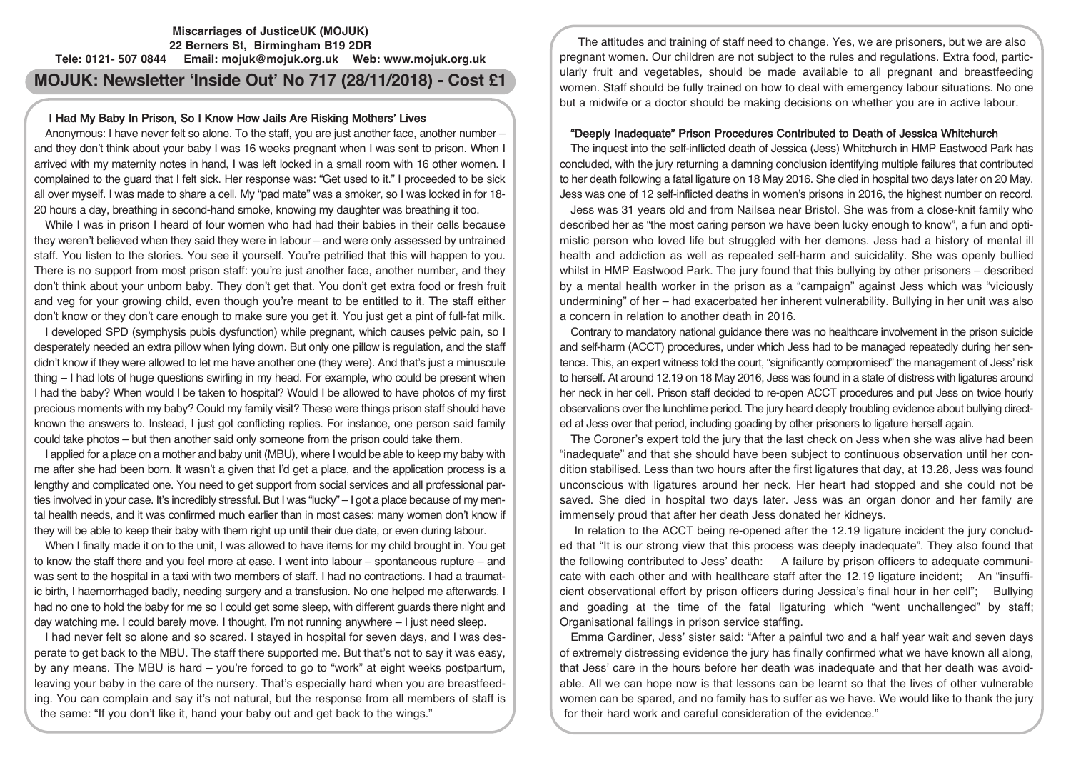**Miscarriages of JusticeUK (MOJUK)**
**22 Berners St, Birmingham B19 2DR**
**Tele: 0121- 507 0844 Email: mojuk@mojuk.org.uk Web: www.mojuk.org.uk**

# MOJUK: Newsletter 'Inside Out' No 717 (28/11/2018) - Cost £1

## I Had My Baby In Prison, So I Know How Jails Are Risking Mothers' Lives

Anonymous: I have never felt so alone. To the staff, you are just another face, another number – and they don't think about your baby I was 16 weeks pregnant when I was sent to prison. When I arrived with my maternity notes in hand, I was left locked in a small room with 16 other women. I complained to the guard that I felt sick. Her response was: "Get used to it." I proceeded to be sick all over myself. I was made to share a cell. My "pad mate" was a smoker, so I was locked in for 18-20 hours a day, breathing in second-hand smoke, knowing my daughter was breathing it too.

While I was in prison I heard of four women who had had their babies in their cells because they weren't believed when they said they were in labour – and were only assessed by untrained staff. You listen to the stories. You see it yourself. You're petrified that this will happen to you. There is no support from most prison staff: you're just another face, another number, and they don't think about your unborn baby. They don't get that. You don't get extra food or fresh fruit and veg for your growing child, even though you're meant to be entitled to it. The staff either don't know or they don't care enough to make sure you get it. You just get a pint of full-fat milk.

I developed SPD (symphysis pubis dysfunction) while pregnant, which causes pelvic pain, so I desperately needed an extra pillow when lying down. But only one pillow is regulation, and the staff didn't know if they were allowed to let me have another one (they were). And that's just a minuscule thing – I had lots of huge questions swirling in my head. For example, who could be present when I had the baby? When would I be taken to hospital? Would I be allowed to have photos of my first precious moments with my baby? Could my family visit? These were things prison staff should have known the answers to. Instead, I just got conflicting replies. For instance, one person said family could take photos – but then another said only someone from the prison could take them.

I applied for a place on a mother and baby unit (MBU), where I would be able to keep my baby with me after she had been born. It wasn't a given that I'd get a place, and the application process is a lengthy and complicated one. You need to get support from social services and all professional parties involved in your case. It's incredibly stressful. But I was "lucky" – I got a place because of my mental health needs, and it was confirmed much earlier than in most cases: many women don't know if they will be able to keep their baby with them right up until their due date, or even during labour.

When I finally made it on to the unit, I was allowed to have items for my child brought in. You get to know the staff there and you feel more at ease. I went into labour – spontaneous rupture – and was sent to the hospital in a taxi with two members of staff. I had no contractions. I had a traumatic birth, I haemorrhaged badly, needing surgery and a transfusion. No one helped me afterwards. I had no one to hold the baby for me so I could get some sleep, with different guards there night and day watching me. I could barely move. I thought, I'm not running anywhere – I just need sleep.

I had never felt so alone and so scared. I stayed in hospital for seven days, and I was desperate to get back to the MBU. The staff there supported me. But that's not to say it was easy, by any means. The MBU is hard – you're forced to go to "work" at eight weeks postpartum, leaving your baby in the care of the nursery. That's especially hard when you are breastfeeding. You can complain and say it's not natural, but the response from all members of staff is the same: "If you don't like it, hand your baby out and get back to the wings."

The attitudes and training of staff need to change. Yes, we are prisoners, but we are also pregnant women. Our children are not subject to the rules and regulations. Extra food, particularly fruit and vegetables, should be made available to all pregnant and breastfeeding women. Staff should be fully trained on how to deal with emergency labour situations. No one but a midwife or a doctor should be making decisions on whether you are in active labour.

## "Deeply Inadequate" Prison Procedures Contributed to Death of Jessica Whitchurch

The inquest into the self-inflicted death of Jessica (Jess) Whitchurch in HMP Eastwood Park has concluded, with the jury returning a damning conclusion identifying multiple failures that contributed to her death following a fatal ligature on 18 May 2016. She died in hospital two days later on 20 May. Jess was one of 12 self-inflicted deaths in women's prisons in 2016, the highest number on record.

Jess was 31 years old and from Nailsea near Bristol. She was from a close-knit family who described her as "the most caring person we have been lucky enough to know", a fun and optimistic person who loved life but struggled with her demons. Jess had a history of mental ill health and addiction as well as repeated self-harm and suicidality. She was openly bullied whilst in HMP Eastwood Park. The jury found that this bullying by other prisoners – described by a mental health worker in the prison as a "campaign" against Jess which was "viciously undermining" of her – had exacerbated her inherent vulnerability. Bullying in her unit was also a concern in relation to another death in 2016.

Contrary to mandatory national guidance there was no healthcare involvement in the prison suicide and self-harm (ACCT) procedures, under which Jess had to be managed repeatedly during her sentence. This, an expert witness told the court, "significantly compromised" the management of Jess' risk to herself. At around 12.19 on 18 May 2016, Jess was found in a state of distress with ligatures around her neck in her cell. Prison staff decided to re-open ACCT procedures and put Jess on twice hourly observations over the lunchtime period. The jury heard deeply troubling evidence about bullying directed at Jess over that period, including goading by other prisoners to ligature herself again.

The Coroner's expert told the jury that the last check on Jess when she was alive had been "inadequate" and that she should have been subject to continuous observation until her condition stabilised. Less than two hours after the first ligatures that day, at 13.28, Jess was found unconscious with ligatures around her neck. Her heart had stopped and she could not be saved. She died in hospital two days later. Jess was an organ donor and her family are immensely proud that after her death Jess donated her kidneys.

In relation to the ACCT being re-opened after the 12.19 ligature incident the jury concluded that "It is our strong view that this process was deeply inadequate". They also found that the following contributed to Jess' death: A failure by prison officers to adequate communicate with each other and with healthcare staff after the 12.19 ligature incident; An "insufficient observational effort by prison officers during Jessica's final hour in her cell"; Bullying and goading at the time of the fatal ligaturing which "went unchallenged" by staff; Organisational failings in prison service staffing.

Emma Gardiner, Jess' sister said: "After a painful two and a half year wait and seven days of extremely distressing evidence the jury has finally confirmed what we have known all along, that Jess' care in the hours before her death was inadequate and that her death was avoidable. All we can hope now is that lessons can be learnt so that the lives of other vulnerable women can be spared, and no family has to suffer as we have. We would like to thank the jury for their hard work and careful consideration of the evidence."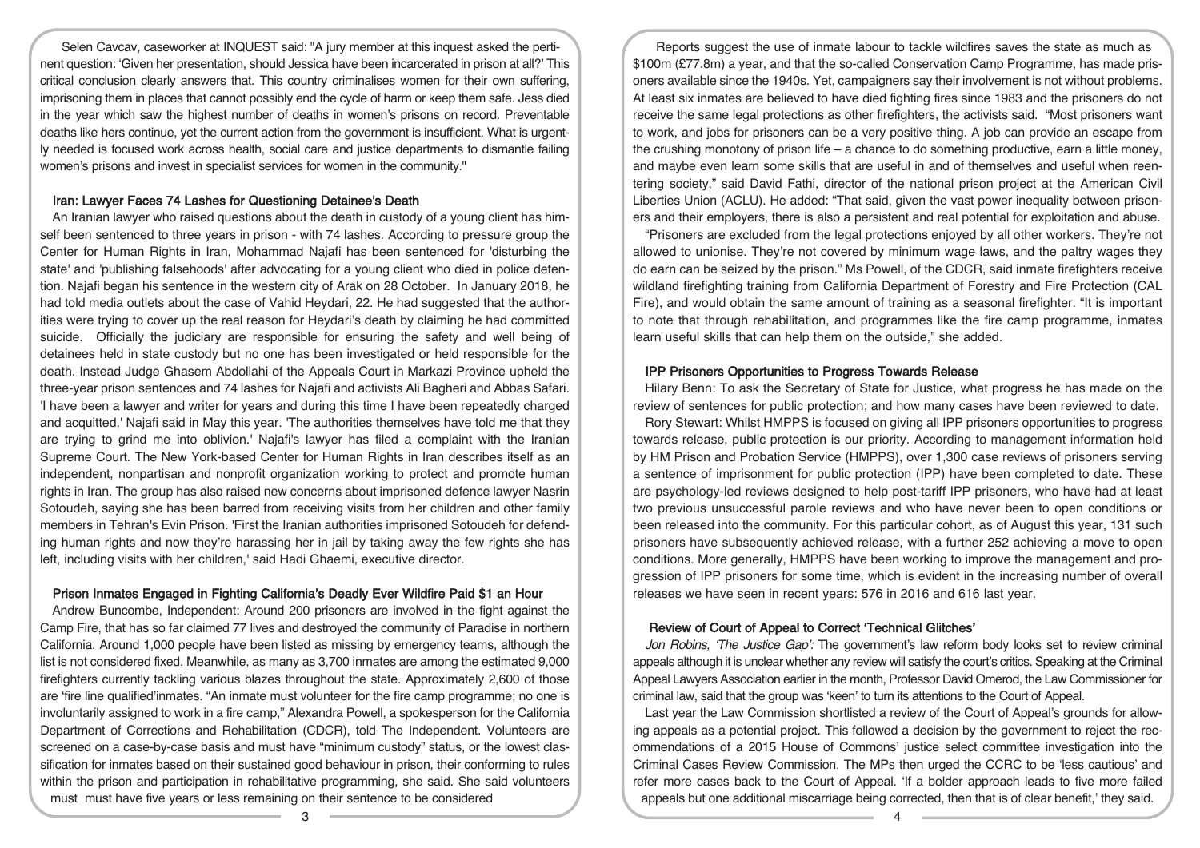Selen Cavcav, caseworker at INQUEST said: "A jury member at this inquest asked the pertinent question: 'Given her presentation, should Jessica have been incarcerated in prison at all?' This critical conclusion clearly answers that. This country criminalises women for their own suffering, imprisoning them in places that cannot possibly end the cycle of harm or keep them safe. Jess died in the year which saw the highest number of deaths in women's prisons on record. Preventable deaths like hers continue, yet the current action from the government is insufficient. What is urgently needed is focused work across health, social care and justice departments to dismantle failing women's prisons and invest in specialist services for women in the community."

### Iran: Lawyer Faces 74 Lashes for Questioning Detainee's Death

An Iranian lawyer who raised questions about the death in custody of a young client has himself been sentenced to three years in prison - with 74 lashes. According to pressure group the Center for Human Rights in Iran, Mohammad Najafi has been sentenced for 'disturbing the state' and 'publishing falsehoods' after advocating for a young client who died in police detention. Najafi began his sentence in the western city of Arak on 28 October. In January 2018, he had told media outlets about the case of Vahid Heydari, 22. He had suggested that the authorities were trying to cover up the real reason for Heydari's death by claiming he had committed suicide. Officially the judiciary are responsible for ensuring the safety and well being of detainees held in state custody but no one has been investigated or held responsible for the death. Instead Judge Ghasem Abdollahi of the Appeals Court in Markazi Province upheld the three-year prison sentences and 74 lashes for Najafi and activists Ali Bagheri and Abbas Safari. 'I have been a lawyer and writer for years and during this time I have been repeatedly charged and acquitted,' Najafi said in May this year. 'The authorities themselves have told me that they are trying to grind me into oblivion.' Najafi's lawyer has filed a complaint with the Iranian Supreme Court. The New York-based Center for Human Rights in Iran describes itself as an independent, nonpartisan and nonprofit organization working to protect and promote human rights in Iran. The group has also raised new concerns about imprisoned defence lawyer Nasrin Sotoudeh, saying she has been barred from receiving visits from her children and other family members in Tehran's Evin Prison. 'First the Iranian authorities imprisoned Sotoudeh for defending human rights and now they're harassing her in jail by taking away the few rights she has left, including visits with her children,' said Hadi Ghaemi, executive director.

### Prison Inmates Engaged in Fighting California's Deadly Ever Wildfire Paid $1 an Hour

Andrew Buncombe, Independent: Around 200 prisoners are involved in the fight against the Camp Fire, that has so far claimed 77 lives and destroyed the community of Paradise in northern California. Around 1,000 people have been listed as missing by emergency teams, although the list is not considered fixed. Meanwhile, as many as 3,700 inmates are among the estimated 9,000 firefighters currently tackling various blazes throughout the state. Approximately 2,600 of those are 'fire line qualified'inmates. "An inmate must volunteer for the fire camp programme; no one is involuntarily assigned to work in a fire camp," Alexandra Powell, a spokesperson for the California Department of Corrections and Rehabilitation (CDCR), told The Independent. Volunteers are screened on a case-by-case basis and must have "minimum custody" status, or the lowest classification for inmates based on their sustained good behaviour in prison, their conforming to rules within the prison and participation in rehabilitative programming, she said. She said volunteers must must have five years or less remaining on their sentence to be considered

Reports suggest the use of inmate labour to tackle wildfires saves the state as much as $100m (£77.8m) a year, and that the so-called Conservation Camp Programme, has made prisoners available since the 1940s. Yet, campaigners say their involvement is not without problems. At least six inmates are believed to have died fighting fires since 1983 and the prisoners do not receive the same legal protections as other firefighters, the activists said. "Most prisoners want to work, and jobs for prisoners can be a very positive thing. A job can provide an escape from the crushing monotony of prison life – a chance to do something productive, earn a little money, and maybe even learn some skills that are useful in and of themselves and useful when reentering society," said David Fathi, director of the national prison project at the American Civil Liberties Union (ACLU). He added: "That said, given the vast power inequality between prisoners and their employers, there is also a persistent and real potential for exploitation and abuse.

"Prisoners are excluded from the legal protections enjoyed by all other workers. They're not allowed to unionise. They're not covered by minimum wage laws, and the paltry wages they do earn can be seized by the prison." Ms Powell, of the CDCR, said inmate firefighters receive wildland firefighting training from California Department of Forestry and Fire Protection (CAL Fire), and would obtain the same amount of training as a seasonal firefighter. "It is important to note that through rehabilitation, and programmes like the fire camp programme, inmates learn useful skills that can help them on the outside," she added.

### IPP Prisoners Opportunities to Progress Towards Release

Hilary Benn: To ask the Secretary of State for Justice, what progress he has made on the review of sentences for public protection; and how many cases have been reviewed to date.

Rory Stewart: Whilst HMPPS is focused on giving all IPP prisoners opportunities to progress towards release, public protection is our priority. According to management information held by HM Prison and Probation Service (HMPPS), over 1,300 case reviews of prisoners serving a sentence of imprisonment for public protection (IPP) have been completed to date. These are psychology-led reviews designed to help post-tariff IPP prisoners, who have had at least two previous unsuccessful parole reviews and who have never been to open conditions or been released into the community. For this particular cohort, as of August this year, 131 such prisoners have subsequently achieved release, with a further 252 achieving a move to open conditions. More generally, HMPPS have been working to improve the management and progression of IPP prisoners for some time, which is evident in the increasing number of overall releases we have seen in recent years: 576 in 2016 and 616 last year.

### Review of Court of Appeal to Correct 'Technical Glitches'

*Jon Robins, 'The Justice Gap':* The government's law reform body looks set to review criminal appeals although it is unclear whether any review will satisfy the court's critics. Speaking at the Criminal Appeal Lawyers Association earlier in the month, Professor David Omerod, the Law Commissioner for criminal law, said that the group was 'keen' to turn its attentions to the Court of Appeal.

Last year the Law Commission shortlisted a review of the Court of Appeal's grounds for allowing appeals as a potential project. This followed a decision by the government to reject the recommendations of a 2015 House of Commons' justice select committee investigation into the Criminal Cases Review Commission. The MPs then urged the CCRC to be 'less cautious' and refer more cases back to the Court of Appeal. 'If a bolder approach leads to five more failed appeals but one additional miscarriage being corrected, then that is of clear benefit,' they said.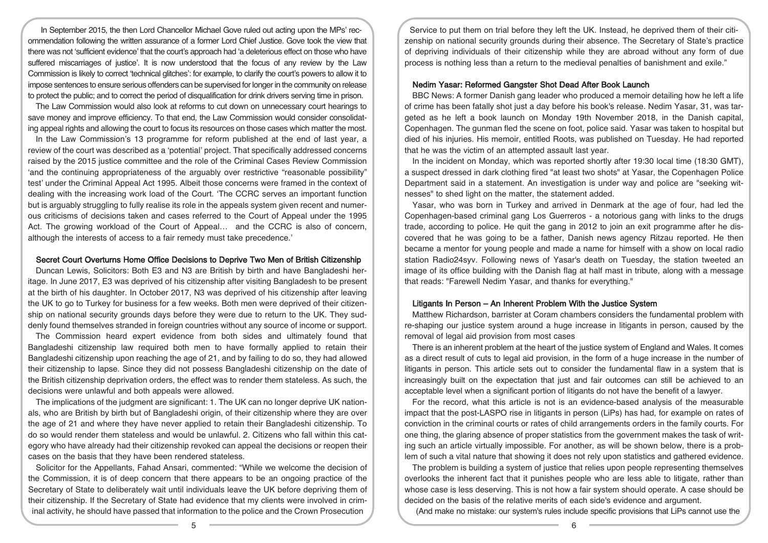In September 2015, the then Lord Chancellor Michael Gove ruled out acting upon the MPs' recommendation following the written assurance of a former Lord Chief Justice. Gove took the view that there was not 'sufficient evidence' that the court's approach had 'a deleterious effect on those who have suffered miscarriages of justice'. It is now understood that the focus of any review by the Law Commission is likely to correct 'technical glitches': for example, to clarify the court's powers to allow it to impose sentences to ensure serious offenders can be supervised for longer in the community on release to protect the public; and to correct the period of disqualification for drink drivers serving time in prison.

The Law Commission would also look at reforms to cut down on unnecessary court hearings to save money and improve efficiency. To that end, the Law Commission would consider consolidating appeal rights and allowing the court to focus its resources on those cases which matter the most.

In the Law Commission's 13 programme for reform published at the end of last year, a review of the court was described as a 'potential' project. That specifically addressed concerns raised by the 2015 justice committee and the role of the Criminal Cases Review Commission 'and the continuing appropriateness of the arguably over restrictive "reasonable possibility" test' under the Criminal Appeal Act 1995. Albeit those concerns were framed in the context of dealing with the increasing work load of the Court. 'The CCRC serves an important function but is arguably struggling to fully realise its role in the appeals system given recent and numerous criticisms of decisions taken and cases referred to the Court of Appeal under the 1995 Act. The growing workload of the Court of Appeal… and the CCRC is also of concern, although the interests of access to a fair remedy must take precedence.'

### Secret Court Overturns Home Office Decisions to Deprive Two Men of British Citizenship

Duncan Lewis, Solicitors: Both E3 and N3 are British by birth and have Bangladeshi heritage. In June 2017, E3 was deprived of his citizenship after visiting Bangladesh to be present at the birth of his daughter. In October 2017, N3 was deprived of his citizenship after leaving the UK to go to Turkey for business for a few weeks. Both men were deprived of their citizenship on national security grounds days before they were due to return to the UK. They suddenly found themselves stranded in foreign countries without any source of income or support.

The Commission heard expert evidence from both sides and ultimately found that Bangladeshi citizenship law required both men to have formally applied to retain their Bangladeshi citizenship upon reaching the age of 21, and by failing to do so, they had allowed their citizenship to lapse. Since they did not possess Bangladeshi citizenship on the date of the British citizenship deprivation orders, the effect was to render them stateless. As such, the decisions were unlawful and both appeals were allowed.

The implications of the judgment are significant: 1. The UK can no longer deprive UK nationals, who are British by birth but of Bangladeshi origin, of their citizenship where they are over the age of 21 and where they have never applied to retain their Bangladeshi citizenship. To do so would render them stateless and would be unlawful. 2. Citizens who fall within this category who have already had their citizenship revoked can appeal the decisions or reopen their cases on the basis that they have been rendered stateless.

Solicitor for the Appellants, Fahad Ansari, commented: "While we welcome the decision of the Commission, it is of deep concern that there appears to be an ongoing practice of the Secretary of State to deliberately wait until individuals leave the UK before depriving them of their citizenship. If the Secretary of State had evidence that my clients were involved in criminal activity, he should have passed that information to the police and the Crown Prosecution Service to put them on trial before they left the UK. Instead, he deprived them of their citizenship on national security grounds during their absence. The Secretary of State's practice of depriving individuals of their citizenship while they are abroad without any form of due process is nothing less than a return to the medieval penalties of banishment and exile."

### Nedim Yasar: Reformed Gangster Shot Dead After Book Launch

BBC News: A former Danish gang leader who produced a memoir detailing how he left a life of crime has been fatally shot just a day before his book's release. Nedim Yasar, 31, was targeted as he left a book launch on Monday 19th November 2018, in the Danish capital, Copenhagen. The gunman fled the scene on foot, police said. Yasar was taken to hospital but died of his injuries. His memoir, entitled Roots, was published on Tuesday. He had reported that he was the victim of an attempted assault last year.

In the incident on Monday, which was reported shortly after 19:30 local time (18:30 GMT), a suspect dressed in dark clothing fired "at least two shots" at Yasar, the Copenhagen Police Department said in a statement. An investigation is under way and police are "seeking witnesses" to shed light on the matter, the statement added.

Yasar, who was born in Turkey and arrived in Denmark at the age of four, had led the Copenhagen-based criminal gang Los Guerreros - a notorious gang with links to the drugs trade, according to police. He quit the gang in 2012 to join an exit programme after he discovered that he was going to be a father, Danish news agency Ritzau reported. He then became a mentor for young people and made a name for himself with a show on local radio station Radio24syv. Following news of Yasar's death on Tuesday, the station tweeted an image of its office building with the Danish flag at half mast in tribute, along with a message that reads: "Farewell Nedim Yasar, and thanks for everything."

### Litigants In Person – An Inherent Problem With the Justice System

Matthew Richardson, barrister at Coram chambers considers the fundamental problem with re-shaping our justice system around a huge increase in litigants in person, caused by the removal of legal aid provision from most cases

There is an inherent problem at the heart of the justice system of England and Wales. It comes as a direct result of cuts to legal aid provision, in the form of a huge increase in the number of litigants in person. This article sets out to consider the fundamental flaw in a system that is increasingly built on the expectation that just and fair outcomes can still be achieved to an acceptable level when a significant portion of litigants do not have the benefit of a lawyer.

For the record, what this article is not is an evidence-based analysis of the measurable impact that the post-LASPO rise in litigants in person (LiPs) has had, for example on rates of conviction in the criminal courts or rates of child arrangements orders in the family courts. For one thing, the glaring absence of proper statistics from the government makes the task of writing such an article virtually impossible. For another, as will be shown below, there is a problem of such a vital nature that showing it does not rely upon statistics and gathered evidence.

The problem is building a system of justice that relies upon people representing themselves overlooks the inherent fact that it punishes people who are less able to litigate, rather than whose case is less deserving. This is not how a fair system should operate. A case should be decided on the basis of the relative merits of each side's evidence and argument.

(And make no mistake: our system's rules include specific provisions that LiPs cannot use the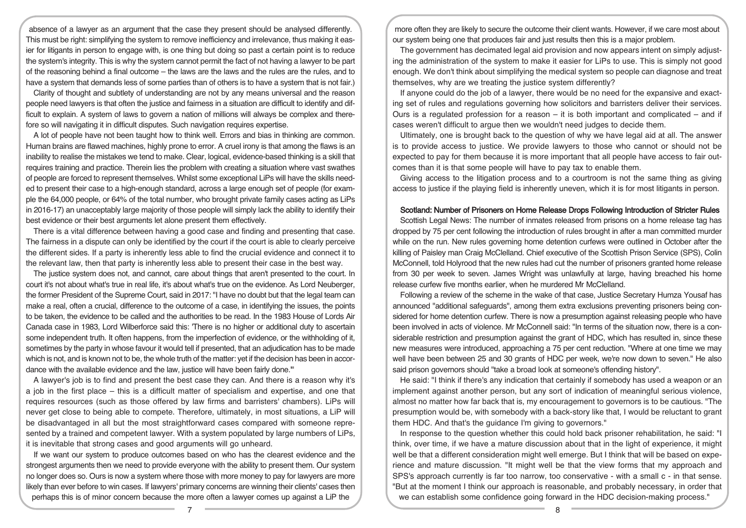absence of a lawyer as an argument that the case they present should be analysed differently. This must be right: simplifying the system to remove inefficiency and irrelevance, thus making it easier for litigants in person to engage with, is one thing but doing so past a certain point is to reduce the system's integrity. This is why the system cannot permit the fact of not having a lawyer to be part of the reasoning behind a final outcome – the laws are the laws and the rules are the rules, and to have a system that demands less of some parties than of others is to have a system that is not fair.)

Clarity of thought and subtlety of understanding are not by any means universal and the reason people need lawyers is that often the justice and fairness in a situation are difficult to identify and difficult to explain. A system of laws to govern a nation of millions will always be complex and therefore so will navigating it in difficult disputes. Such navigation requires expertise.

A lot of people have not been taught how to think well. Errors and bias in thinking are common. Human brains are flawed machines, highly prone to error. A cruel irony is that among the flaws is an inability to realise the mistakes we tend to make. Clear, logical, evidence-based thinking is a skill that requires training and practice. Therein lies the problem with creating a situation where vast swathes of people are forced to represent themselves. Whilst some exceptional LiPs will have the skills needed to present their case to a high-enough standard, across a large enough set of people (for example the 64,000 people, or 64% of the total number, who brought private family cases acting as LiPs in 2016-17) an unacceptably large majority of those people will simply lack the ability to identify their best evidence or their best arguments let alone present them effectively.

There is a vital difference between having a good case and finding and presenting that case. The fairness in a dispute can only be identified by the court if the court is able to clearly perceive the different sides. If a party is inherently less able to find the crucial evidence and connect it to the relevant law, then that party is inherently less able to present their case in the best way.

The justice system does not, and cannot, care about things that aren't presented to the court. In court it's not about what's true in real life, it's about what's true on the evidence. As Lord Neuberger, the former President of the Supreme Court, said in 2017: "I have no doubt but that the legal team can make a real, often a crucial, difference to the outcome of a case, in identifying the issues, the points to be taken, the evidence to be called and the authorities to be read. In the 1983 House of Lords Air Canada case in 1983, Lord Wilberforce said this: 'There is no higher or additional duty to ascertain some independent truth. It often happens, from the imperfection of evidence, or the withholding of it, sometimes by the party in whose favour it would tell if presented, that an adjudication has to be made which is not, and is known not to be, the whole truth of the matter: yet if the decision has been in accordance with the available evidence and the law, justice will have been fairly done.'"

A lawyer's job is to find and present the best case they can. And there is a reason why it's a job in the first place – this is a difficult matter of specialism and expertise, and one that requires resources (such as those offered by law firms and barristers' chambers). LiPs will never get close to being able to compete. Therefore, ultimately, in most situations, a LiP will be disadvantaged in all but the most straightforward cases compared with someone represented by a trained and competent lawyer. With a system populated by large numbers of LiPs, it is inevitable that strong cases and good arguments will go unheard.

If we want our system to produce outcomes based on who has the clearest evidence and the strongest arguments then we need to provide everyone with the ability to present them. Our system no longer does so. Ours is now a system where those with more money to pay for lawyers are more likely than ever before to win cases. If lawyers' primary concerns are winning their clients' cases then perhaps this is of minor concern because the more often a lawyer comes up against a LiP the more often they are likely to secure the outcome their client wants. However, if we care most about our system being one that produces fair and just results then this is a major problem.

The government has decimated legal aid provision and now appears intent on simply adjusting the administration of the system to make it easier for LiPs to use. This is simply not good enough. We don't think about simplifying the medical system so people can diagnose and treat themselves, why are we treating the justice system differently?

If anyone could do the job of a lawyer, there would be no need for the expansive and exacting set of rules and regulations governing how solicitors and barristers deliver their services. Ours is a regulated profession for a reason – it is both important and complicated – and if cases weren't difficult to argue then we wouldn't need judges to decide them.

Ultimately, one is brought back to the question of why we have legal aid at all. The answer is to provide access to justice. We provide lawyers to those who cannot or should not be expected to pay for them because it is more important that all people have access to fair outcomes than it is that some people will have to pay tax to enable them.

Giving access to the litigation process and to a courtroom is not the same thing as giving access to justice if the playing field is inherently uneven, which it is for most litigants in person.

## Scotland: Number of Prisoners on Home Release Drops Following Introduction of Stricter Rules

Scottish Legal News: The number of inmates released from prisons on a home release tag has dropped by 75 per cent following the introduction of rules brought in after a man committed murder while on the run. New rules governing home detention curfews were outlined in October after the killing of Paisley man Craig McClelland. Chief executive of the Scottish Prison Service (SPS), Colin McConnell, told Holyrood that the new rules had cut the number of prisoners granted home release from 30 per week to seven. James Wright was unlawfully at large, having breached his home release curfew five months earlier, when he murdered Mr McClelland.

Following a review of the scheme in the wake of that case, Justice Secretary Humza Yousaf has announced "additional safeguards", among them extra exclusions preventing prisoners being considered for home detention curfew. There is now a presumption against releasing people who have been involved in acts of violence. Mr McConnell said: "In terms of the situation now, there is a considerable restriction and presumption against the grant of HDC, which has resulted in, since these new measures were introduced, approaching a 75 per cent reduction. "Where at one time we may well have been between 25 and 30 grants of HDC per week, we're now down to seven." He also said prison governors should "take a broad look at someone's offending history".

He said: "I think if there's any indication that certainly if somebody has used a weapon or an implement against another person, but any sort of indication of meaningful serious violence, almost no matter how far back that is, my encouragement to governors is to be cautious. "The presumption would be, with somebody with a back-story like that, I would be reluctant to grant them HDC. And that's the guidance I'm giving to governors."

In response to the question whether this could hold back prisoner rehabilitation, he said: "I think, over time, if we have a mature discussion about that in the light of experience, it might well be that a different consideration might well emerge. But I think that will be based on experience and mature discussion. "It might well be that the view forms that my approach and SPS's approach currently is far too narrow, too conservative - with a small c - in that sense. "But at the moment I think our approach is reasonable, and probably necessary, in order that we can establish some confidence going forward in the HDC decision-making process."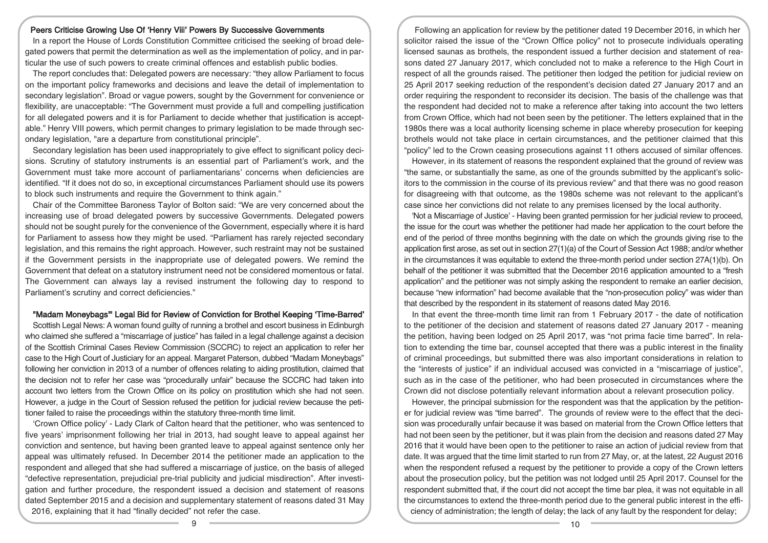## Peers Criticise Growing Use Of 'Henry Viii' Powers By Successive Governments

In a report the House of Lords Constitution Committee criticised the seeking of broad delegated powers that permit the determination as well as the implementation of policy, and in particular the use of such powers to create criminal offences and establish public bodies.

The report concludes that: Delegated powers are necessary: "they allow Parliament to focus on the important policy frameworks and decisions and leave the detail of implementation to secondary legislation". Broad or vague powers, sought by the Government for convenience or flexibility, are unacceptable: "The Government must provide a full and compelling justification for all delegated powers and it is for Parliament to decide whether that justification is acceptable." Henry VIII powers, which permit changes to primary legislation to be made through secondary legislation, "are a departure from constitutional principle".

Secondary legislation has been used inappropriately to give effect to significant policy decisions. Scrutiny of statutory instruments is an essential part of Parliament's work, and the Government must take more account of parliamentarians' concerns when deficiencies are identified. "If it does not do so, in exceptional circumstances Parliament should use its powers to block such instruments and require the Government to think again."

Chair of the Committee Baroness Taylor of Bolton said: "We are very concerned about the increasing use of broad delegated powers by successive Governments. Delegated powers should not be sought purely for the convenience of the Government, especially where it is hard for Parliament to assess how they might be used. "Parliament has rarely rejected secondary legislation, and this remains the right approach. However, such restraint may not be sustained if the Government persists in the inappropriate use of delegated powers. We remind the Government that defeat on a statutory instrument need not be considered momentous or fatal. The Government can always lay a revised instrument the following day to respond to Parliament's scrutiny and correct deficiencies."

## "Madam Moneybags"' Legal Bid for Review of Conviction for Brothel Keeping 'Time-Barred'

Scottish Legal News: A woman found guilty of running a brothel and escort business in Edinburgh who claimed she suffered a "miscarriage of justice" has failed in a legal challenge against a decision of the Scottish Criminal Cases Review Commission (SCCRC) to reject an application to refer her case to the High Court of Justiciary for an appeal. Margaret Paterson, dubbed "Madam Moneybags" following her conviction in 2013 of a number of offences relating to aiding prostitution, claimed that the decision not to refer her case was "procedurally unfair" because the SCCRC had taken into account two letters from the Crown Office on its policy on prostitution which she had not seen. However, a judge in the Court of Session refused the petition for judicial review because the petitioner failed to raise the proceedings within the statutory three-month time limit.

'Crown Office policy' - Lady Clark of Calton heard that the petitioner, who was sentenced to five years' imprisonment following her trial in 2013, had sought leave to appeal against her conviction and sentence, but having been granted leave to appeal against sentence only her appeal was ultimately refused. In December 2014 the petitioner made an application to the respondent and alleged that she had suffered a miscarriage of justice, on the basis of alleged "defective representation, prejudicial pre-trial publicity and judicial misdirection". After investigation and further procedure, the respondent issued a decision and statement of reasons dated September 2015 and a decision and supplementary statement of reasons dated 31 May 2016, explaining that it had "finally decided" not refer the case.

Following an application for review by the petitioner dated 19 December 2016, in which her solicitor raised the issue of the "Crown Office policy" not to prosecute individuals operating licensed saunas as brothels, the respondent issued a further decision and statement of reasons dated 27 January 2017, which concluded not to make a reference to the High Court in respect of all the grounds raised. The petitioner then lodged the petition for judicial review on 25 April 2017 seeking reduction of the respondent's decision dated 27 January 2017 and an order requiring the respondent to reconsider its decision. The basis of the challenge was that the respondent had decided not to make a reference after taking into account the two letters from Crown Office, which had not been seen by the petitioner. The letters explained that in the 1980s there was a local authority licensing scheme in place whereby prosecution for keeping brothels would not take place in certain circumstances, and the petitioner claimed that this "policy" led to the Crown ceasing prosecutions against 11 others accused of similar offences.

However, in its statement of reasons the respondent explained that the ground of review was "the same, or substantially the same, as one of the grounds submitted by the applicant's solicitors to the commission in the course of its previous review" and that there was no good reason for disagreeing with that outcome, as the 1980s scheme was not relevant to the applicant's case since her convictions did not relate to any premises licensed by the local authority.

'Not a Miscarriage of Justice' - Having been granted permission for her judicial review to proceed, the issue for the court was whether the petitioner had made her application to the court before the end of the period of three months beginning with the date on which the grounds giving rise to the application first arose, as set out in section 27(1)(a) of the Court of Session Act 1988; and/or whether in the circumstances it was equitable to extend the three-month period under section 27A(1)(b). On behalf of the petitioner it was submitted that the December 2016 application amounted to a "fresh application" and the petitioner was not simply asking the respondent to remake an earlier decision, because "new information" had become available that the "non-prosecution policy" was wider than that described by the respondent in its statement of reasons dated May 2016.

In that event the three-month time limit ran from 1 February 2017 - the date of notification to the petitioner of the decision and statement of reasons dated 27 January 2017 - meaning the petition, having been lodged on 25 April 2017, was "not prima facie time barred". In relation to extending the time bar, counsel accepted that there was a public interest in the finality of criminal proceedings, but submitted there was also important considerations in relation to the "interests of justice" if an individual accused was convicted in a "miscarriage of justice", such as in the case of the petitioner, who had been prosecuted in circumstances where the Crown did not disclose potentially relevant information about a relevant prosecution policy.

However, the principal submission for the respondent was that the application by the petitioner for judicial review was "time barred". The grounds of review were to the effect that the decision was procedurally unfair because it was based on material from the Crown Office letters that had not been seen by the petitioner, but it was plain from the decision and reasons dated 27 May 2016 that it would have been open to the petitioner to raise an action of judicial review from that date. It was argued that the time limit started to run from 27 May, or, at the latest, 22 August 2016 when the respondent refused a request by the petitioner to provide a copy of the Crown letters about the prosecution policy, but the petition was not lodged until 25 April 2017. Counsel for the respondent submitted that, if the court did not accept the time bar plea, it was not equitable in all the circumstances to extend the three-month period due to the general public interest in the efficiency of administration; the length of delay; the lack of any fault by the respondent for delay;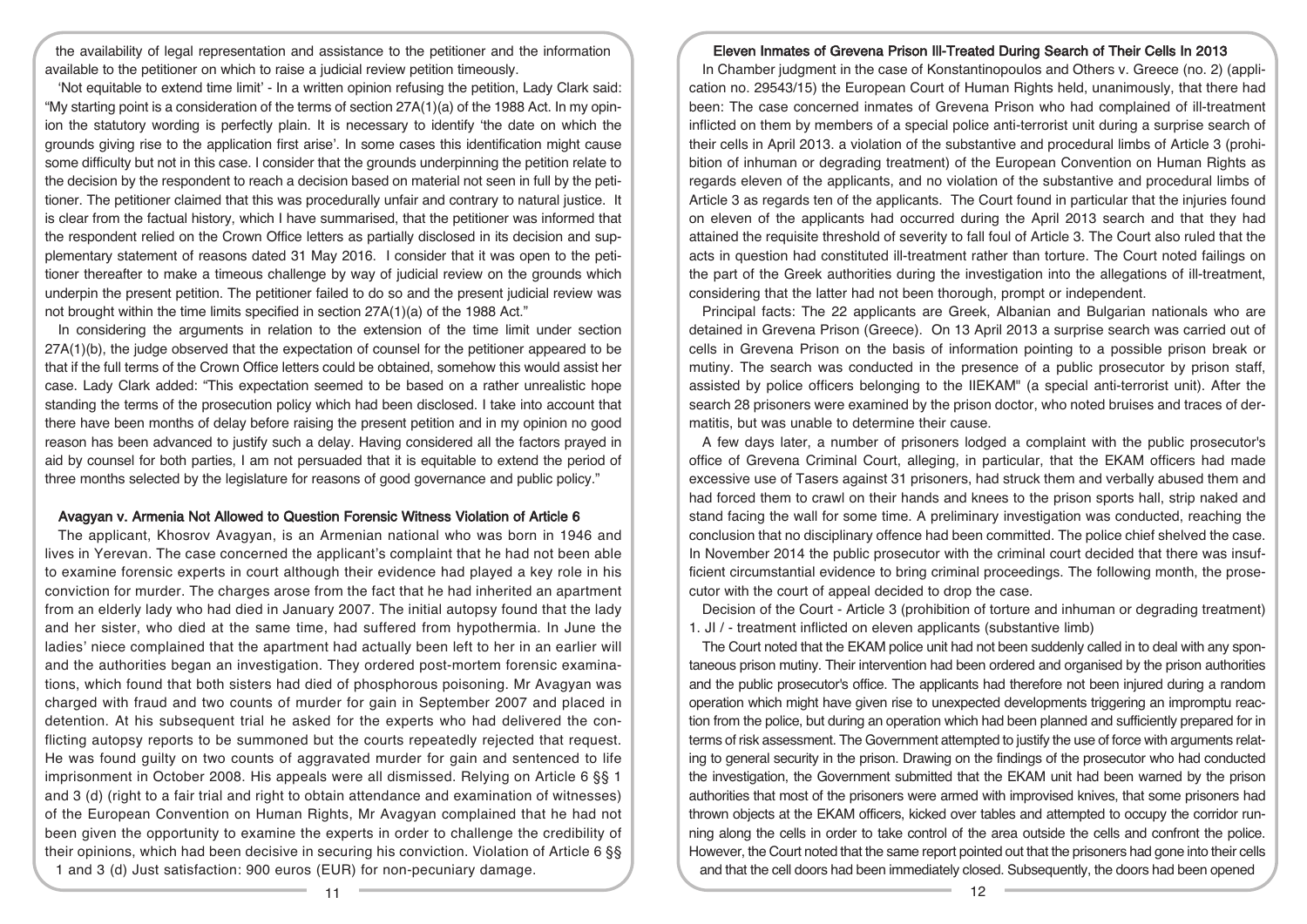the availability of legal representation and assistance to the petitioner and the information available to the petitioner on which to raise a judicial review petition timeously.

'Not equitable to extend time limit' - In a written opinion refusing the petition, Lady Clark said: "My starting point is a consideration of the terms of section 27A(1)(a) of the 1988 Act. In my opinion the statutory wording is perfectly plain. It is necessary to identify 'the date on which the grounds giving rise to the application first arise'. In some cases this identification might cause some difficulty but not in this case. I consider that the grounds underpinning the petition relate to the decision by the respondent to reach a decision based on material not seen in full by the petitioner. The petitioner claimed that this was procedurally unfair and contrary to natural justice. It is clear from the factual history, which I have summarised, that the petitioner was informed that the respondent relied on the Crown Office letters as partially disclosed in its decision and supplementary statement of reasons dated 31 May 2016. I consider that it was open to the petitioner thereafter to make a timeous challenge by way of judicial review on the grounds which underpin the present petition. The petitioner failed to do so and the present judicial review was not brought within the time limits specified in section 27A(1)(a) of the 1988 Act."

In considering the arguments in relation to the extension of the time limit under section 27A(1)(b), the judge observed that the expectation of counsel for the petitioner appeared to be that if the full terms of the Crown Office letters could be obtained, somehow this would assist her case. Lady Clark added: "This expectation seemed to be based on a rather unrealistic hope standing the terms of the prosecution policy which had been disclosed. I take into account that there have been months of delay before raising the present petition and in my opinion no good reason has been advanced to justify such a delay. Having considered all the factors prayed in aid by counsel for both parties, I am not persuaded that it is equitable to extend the period of three months selected by the legislature for reasons of good governance and public policy."

## Avagyan v. Armenia Not Allowed to Question Forensic Witness Violation of Article 6

The applicant, Khosrov Avagyan, is an Armenian national who was born in 1946 and lives in Yerevan. The case concerned the applicant's complaint that he had not been able to examine forensic experts in court although their evidence had played a key role in his conviction for murder. The charges arose from the fact that he had inherited an apartment from an elderly lady who had died in January 2007. The initial autopsy found that the lady and her sister, who died at the same time, had suffered from hypothermia. In June the ladies' niece complained that the apartment had actually been left to her in an earlier will and the authorities began an investigation. They ordered post-mortem forensic examinations, which found that both sisters had died of phosphorous poisoning. Mr Avagyan was charged with fraud and two counts of murder for gain in September 2007 and placed in detention. At his subsequent trial he asked for the experts who had delivered the conflicting autopsy reports to be summoned but the courts repeatedly rejected that request. He was found guilty on two counts of aggravated murder for gain and sentenced to life imprisonment in October 2008. His appeals were all dismissed. Relying on Article 6 §§ 1 and 3 (d) (right to a fair trial and right to obtain attendance and examination of witnesses) of the European Convention on Human Rights, Mr Avagyan complained that he had not been given the opportunity to examine the experts in order to challenge the credibility of their opinions, which had been decisive in securing his conviction. Violation of Article 6 §§ 1 and 3 (d) Just satisfaction: 900 euros (EUR) for non-pecuniary damage.

## Eleven Inmates of Grevena Prison Ill-Treated During Search of Their Cells In 2013

In Chamber judgment in the case of Konstantinopoulos and Others v. Greece (no. 2) (application no. 29543/15) the European Court of Human Rights held, unanimously, that there had been: The case concerned inmates of Grevena Prison who had complained of ill-treatment inflicted on them by members of a special police anti-terrorist unit during a surprise search of their cells in April 2013. a violation of the substantive and procedural limbs of Article 3 (prohibition of inhuman or degrading treatment) of the European Convention on Human Rights as regards eleven of the applicants, and no violation of the substantive and procedural limbs of Article 3 as regards ten of the applicants. The Court found in particular that the injuries found on eleven of the applicants had occurred during the April 2013 search and that they had attained the requisite threshold of severity to fall foul of Article 3. The Court also ruled that the acts in question had constituted ill-treatment rather than torture. The Court noted failings on the part of the Greek authorities during the investigation into the allegations of ill-treatment, considering that the latter had not been thorough, prompt or independent.

Principal facts: The 22 applicants are Greek, Albanian and Bulgarian nationals who are detained in Grevena Prison (Greece). On 13 April 2013 a surprise search was carried out of cells in Grevena Prison on the basis of information pointing to a possible prison break or mutiny. The search was conducted in the presence of a public prosecutor by prison staff, assisted by police officers belonging to the IIEKAM" (a special anti-terrorist unit). After the search 28 prisoners were examined by the prison doctor, who noted bruises and traces of dermatitis, but was unable to determine their cause.

A few days later, a number of prisoners lodged a complaint with the public prosecutor's office of Grevena Criminal Court, alleging, in particular, that the EKAM officers had made excessive use of Tasers against 31 prisoners, had struck them and verbally abused them and had forced them to crawl on their hands and knees to the prison sports hall, strip naked and stand facing the wall for some time. A preliminary investigation was conducted, reaching the conclusion that no disciplinary offence had been committed. The police chief shelved the case. In November 2014 the public prosecutor with the criminal court decided that there was insufficient circumstantial evidence to bring criminal proceedings. The following month, the prosecutor with the court of appeal decided to drop the case.

Decision of the Court - Article 3 (prohibition of torture and inhuman or degrading treatment) 1. JI / - treatment inflicted on eleven applicants (substantive limb)

The Court noted that the EKAM police unit had not been suddenly called in to deal with any spontaneous prison mutiny. Their intervention had been ordered and organised by the prison authorities and the public prosecutor's office. The applicants had therefore not been injured during a random operation which might have given rise to unexpected developments triggering an impromptu reaction from the police, but during an operation which had been planned and sufficiently prepared for in terms of risk assessment. The Government attempted to justify the use of force with arguments relating to general security in the prison. Drawing on the findings of the prosecutor who had conducted the investigation, the Government submitted that the EKAM unit had been warned by the prison authorities that most of the prisoners were armed with improvised knives, that some prisoners had thrown objects at the EKAM officers, kicked over tables and attempted to occupy the corridor running along the cells in order to take control of the area outside the cells and confront the police. However, the Court noted that the same report pointed out that the prisoners had gone into their cells and that the cell doors had been immediately closed. Subsequently, the doors had been opened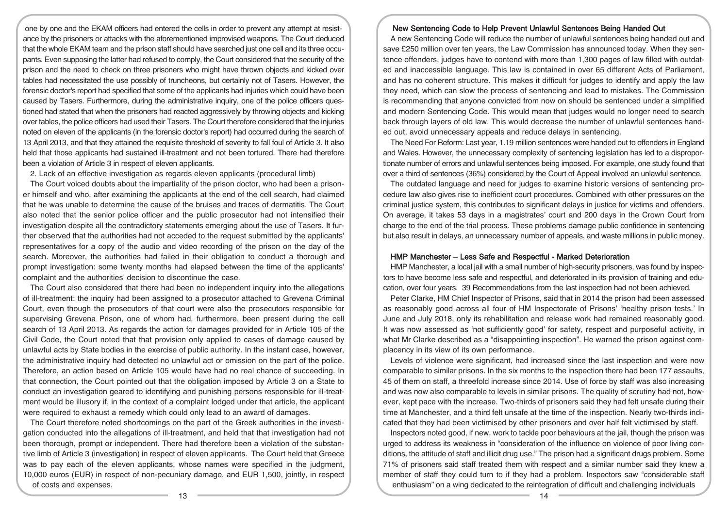one by one and the EKAM officers had entered the cells in order to prevent any attempt at resistance by the prisoners or attacks with the aforementioned improvised weapons. The Court deduced that the whole EKAM team and the prison staff should have searched just one cell and its three occupants. Even supposing the latter had refused to comply, the Court considered that the security of the prison and the need to check on three prisoners who might have thrown objects and kicked over tables had necessitated the use possibly of truncheons, but certainly not of Tasers. However, the forensic doctor's report had specified that some of the applicants had injuries which could have been caused by Tasers. Furthermore, during the administrative inquiry, one of the police officers questioned had stated that when the prisoners had reacted aggressively by throwing objects and kicking over tables, the police officers had used their Tasers. The Court therefore considered that the injuries noted on eleven of the applicants (in the forensic doctor's report) had occurred during the search of 13 April 2013, and that they attained the requisite threshold of severity to fall foul of Article 3. It also held that those applicants had sustained ill-treatment and not been tortured. There had therefore been a violation of Article 3 in respect of eleven applicants.

2. Lack of an effective investigation as regards eleven applicants (procedural limb)

The Court voiced doubts about the impartiality of the prison doctor, who had been a prisoner himself and who, after examining the applicants at the end of the cell search, had claimed that he was unable to determine the cause of the bruises and traces of dermatitis. The Court also noted that the senior police officer and the public prosecutor had not intensified their investigation despite all the contradictory statements emerging about the use of Tasers. It further observed that the authorities had not acceded to the request submitted by the applicants' representatives for a copy of the audio and video recording of the prison on the day of the search. Moreover, the authorities had failed in their obligation to conduct a thorough and prompt investigation: some twenty months had elapsed between the time of the applicants' complaint and the authorities' decision to discontinue the case.

The Court also considered that there had been no independent inquiry into the allegations of ill-treatment: the inquiry had been assigned to a prosecutor attached to Grevena Criminal Court, even though the prosecutors of that court were also the prosecutors responsible for supervising Grevena Prison, one of whom had, furthermore, been present during the cell search of 13 April 2013. As regards the action for damages provided for in Article 105 of the Civil Code, the Court noted that that provision only applied to cases of damage caused by unlawful acts by State bodies in the exercise of public authority. In the instant case, however, the administrative inquiry had detected no unlawful act or omission on the part of the police. Therefore, an action based on Article 105 would have had no real chance of succeeding. In that connection, the Court pointed out that the obligation imposed by Article 3 on a State to conduct an investigation geared to identifying and punishing persons responsible for ill-treatment would be illusory if, in the context of a complaint lodged under that article, the applicant were required to exhaust a remedy which could only lead to an award of damages.

The Court therefore noted shortcomings on the part of the Greek authorities in the investigation conducted into the allegations of ill-treatment, and held that that investigation had not been thorough, prompt or independent. There had therefore been a violation of the substantive limb of Article 3 (investigation) in respect of eleven applicants. The Court held that Greece was to pay each of the eleven applicants, whose names were specified in the judgment, 10,000 euros (EUR) in respect of non-pecuniary damage, and EUR 1,500, jointly, in respect of costs and expenses.

## New Sentencing Code to Help Prevent Unlawful Sentences Being Handed Out

A new Sentencing Code will reduce the number of unlawful sentences being handed out and save £250 million over ten years, the Law Commission has announced today. When they sentence offenders, judges have to contend with more than 1,300 pages of law filled with outdated and inaccessible language. This law is contained in over 65 different Acts of Parliament, and has no coherent structure. This makes it difficult for judges to identify and apply the law they need, which can slow the process of sentencing and lead to mistakes. The Commission is recommending that anyone convicted from now on should be sentenced under a simplified and modern Sentencing Code. This would mean that judges would no longer need to search back through layers of old law. This would decrease the number of unlawful sentences handed out, avoid unnecessary appeals and reduce delays in sentencing.

The Need For Reform: Last year, 1.19 million sentences were handed out to offenders in England and Wales. However, the unnecessary complexity of sentencing legislation has led to a disproportionate number of errors and unlawful sentences being imposed. For example, one study found that over a third of sentences (36%) considered by the Court of Appeal involved an unlawful sentence.

The outdated language and need for judges to examine historic versions of sentencing procedure law also gives rise to inefficient court procedures. Combined with other pressures on the criminal justice system, this contributes to significant delays in justice for victims and offenders. On average, it takes 53 days in a magistrates' court and 200 days in the Crown Court from charge to the end of the trial process. These problems damage public confidence in sentencing but also result in delays, an unnecessary number of appeals, and waste millions in public money.

## HMP Manchester – Less Safe and Respectful - Marked Deterioration

HMP Manchester, a local jail with a small number of high-security prisoners, was found by inspectors to have become less safe and respectful, and deteriorated in its provision of training and education, over four years. 39 Recommendations from the last inspection had not been achieved.

Peter Clarke, HM Chief Inspector of Prisons, said that in 2014 the prison had been assessed as reasonably good across all four of HM Inspectorate of Prisons' 'healthy prison tests.' In June and July 2018, only its rehabilitation and release work had remained reasonably good. It was now assessed as 'not sufficiently good' for safety, respect and purposeful activity, in what Mr Clarke described as a "disappointing inspection". He warned the prison against complacency in its view of its own performance.

Levels of violence were significant, had increased since the last inspection and were now comparable to similar prisons. In the six months to the inspection there had been 177 assaults, 45 of them on staff, a threefold increase since 2014. Use of force by staff was also increasing and was now also comparable to levels in similar prisons. The quality of scrutiny had not, however, kept pace with the increase. Two-thirds of prisoners said they had felt unsafe during their time at Manchester, and a third felt unsafe at the time of the inspection. Nearly two-thirds indicated that they had been victimised by other prisoners and over half felt victimised by staff.

Inspectors noted good, if new, work to tackle poor behaviours at the jail, though the prison was urged to address its weakness in "consideration of the influence on violence of poor living conditions, the attitude of staff and illicit drug use." The prison had a significant drugs problem. Some 71% of prisoners said staff treated them with respect and a similar number said they knew a member of staff they could turn to if they had a problem. Inspectors saw "considerable staff enthusiasm" on a wing dedicated to the reintegration of difficult and challenging individuals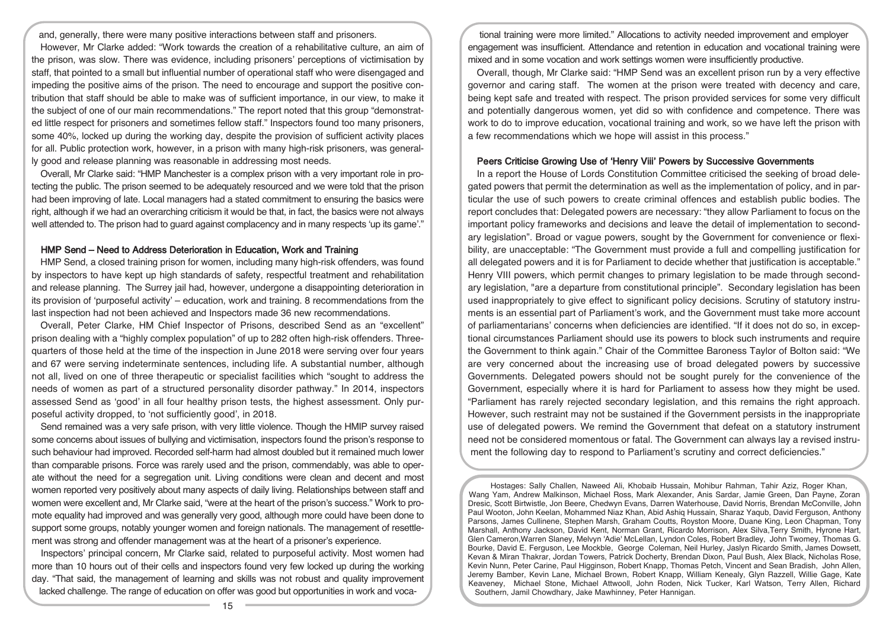and, generally, there were many positive interactions between staff and prisoners.

However, Mr Clarke added: "Work towards the creation of a rehabilitative culture, an aim of the prison, was slow. There was evidence, including prisoners' perceptions of victimisation by staff, that pointed to a small but influential number of operational staff who were disengaged and impeding the positive aims of the prison. The need to encourage and support the positive contribution that staff should be able to make was of sufficient importance, in our view, to make it the subject of one of our main recommendations." The report noted that this group "demonstrated little respect for prisoners and sometimes fellow staff." Inspectors found too many prisoners, some 40%, locked up during the working day, despite the provision of sufficient activity places for all. Public protection work, however, in a prison with many high-risk prisoners, was generally good and release planning was reasonable in addressing most needs.

Overall, Mr Clarke said: "HMP Manchester is a complex prison with a very important role in protecting the public. The prison seemed to be adequately resourced and we were told that the prison had been improving of late. Local managers had a stated commitment to ensuring the basics were right, although if we had an overarching criticism it would be that, in fact, the basics were not always well attended to. The prison had to guard against complacency and in many respects 'up its game'."

### HMP Send – Need to Address Deterioration in Education, Work and Training

HMP Send, a closed training prison for women, including many high-risk offenders, was found by inspectors to have kept up high standards of safety, respectful treatment and rehabilitation and release planning. The Surrey jail had, however, undergone a disappointing deterioration in its provision of 'purposeful activity' – education, work and training. 8 recommendations from the last inspection had not been achieved and Inspectors made 36 new recommendations.

Overall, Peter Clarke, HM Chief Inspector of Prisons, described Send as an "excellent" prison dealing with a "highly complex population" of up to 282 often high-risk offenders. Three-quarters of those held at the time of the inspection in June 2018 were serving over four years and 67 were serving indeterminate sentences, including life. A substantial number, although not all, lived on one of three therapeutic or specialist facilities which "sought to address the needs of women as part of a structured personality disorder pathway." In 2014, inspectors assessed Send as 'good' in all four healthy prison tests, the highest assessment. Only purposeful activity dropped, to 'not sufficiently good', in 2018.

Send remained was a very safe prison, with very little violence. Though the HMIP survey raised some concerns about issues of bullying and victimisation, inspectors found the prison's response to such behaviour had improved. Recorded self-harm had almost doubled but it remained much lower than comparable prisons. Force was rarely used and the prison, commendably, was able to operate without the need for a segregation unit. Living conditions were clean and decent and most women reported very positively about many aspects of daily living. Relationships between staff and women were excellent and, Mr Clarke said, "were at the heart of the prison's success." Work to promote equality had improved and was generally very good, although more could have been done to support some groups, notably younger women and foreign nationals. The management of resettlement was strong and offender management was at the heart of a prisoner's experience.

Inspectors' principal concern, Mr Clarke said, related to purposeful activity. Most women had more than 10 hours out of their cells and inspectors found very few locked up during the working day. "That said, the management of learning and skills was not robust and quality improvement lacked challenge. The range of education on offer was good but opportunities in work and vocational training were more limited." Allocations to activity needed improvement and employer engagement was insufficient. Attendance and retention in education and vocational training were mixed and in some vocation and work settings women were insufficiently productive.

Overall, though, Mr Clarke said: "HMP Send was an excellent prison run by a very effective governor and caring staff. The women at the prison were treated with decency and care, being kept safe and treated with respect. The prison provided services for some very difficult and potentially dangerous women, yet did so with confidence and competence. There was work to do to improve education, vocational training and work, so we have left the prison with a few recommendations which we hope will assist in this process."

### Peers Criticise Growing Use of 'Henry Viii' Powers by Successive Governments

In a report the House of Lords Constitution Committee criticised the seeking of broad delegated powers that permit the determination as well as the implementation of policy, and in particular the use of such powers to create criminal offences and establish public bodies. The report concludes that: Delegated powers are necessary: "they allow Parliament to focus on the important policy frameworks and decisions and leave the detail of implementation to secondary legislation". Broad or vague powers, sought by the Government for convenience or flexibility, are unacceptable: "The Government must provide a full and compelling justification for all delegated powers and it is for Parliament to decide whether that justification is acceptable." Henry VIII powers, which permit changes to primary legislation to be made through secondary legislation, "are a departure from constitutional principle". Secondary legislation has been used inappropriately to give effect to significant policy decisions. Scrutiny of statutory instruments is an essential part of Parliament's work, and the Government must take more account of parliamentarians' concerns when deficiencies are identified. "If it does not do so, in exceptional circumstances Parliament should use its powers to block such instruments and require the Government to think again." Chair of the Committee Baroness Taylor of Bolton said: "We are very concerned about the increasing use of broad delegated powers by successive Governments. Delegated powers should not be sought purely for the convenience of the Government, especially where it is hard for Parliament to assess how they might be used. "Parliament has rarely rejected secondary legislation, and this remains the right approach. However, such restraint may not be sustained if the Government persists in the inappropriate use of delegated powers. We remind the Government that defeat on a statutory instrument need not be considered momentous or fatal. The Government can always lay a revised instrument the following day to respond to Parliament's scrutiny and correct deficiencies."

Hostages: Sally Challen, Naweed Ali, Khobaib Hussain, Mohibur Rahman, Tahir Aziz, Roger Khan, Wang Yam, Andrew Malkinson, Michael Ross, Mark Alexander, Anis Sardar, Jamie Green, Dan Payne, Zoran Dresic, Scott Birtwistle, Jon Beere, Chedwyn Evans, Darren Waterhouse, David Norris, Brendan McConville, John Paul Wooton, John Keelan, Mohammed Niaz Khan, Abid Ashiq Hussain, Sharaz Yaqub, David Ferguson, Anthony Parsons, James Cullinene, Stephen Marsh, Graham Coutts, Royston Moore, Duane King, Leon Chapman, Tony Marshall, Anthony Jackson, David Kent, Norman Grant, Ricardo Morrison, Alex Silva,Terry Smith, Hyrone Hart, Glen Cameron,Warren Slaney, Melvyn 'Adie' McLellan, Lyndon Coles, Robert Bradley, John Twomey, Thomas G. Bourke, David E. Ferguson, Lee Mockble, George Coleman, Neil Hurley, Jaslyn Ricardo Smith, James Dowsett, Kevan & Miran Thakrar, Jordan Towers, Patrick Docherty, Brendan Dixon, Paul Bush, Alex Black, Nicholas Rose, Kevin Nunn, Peter Carine, Paul Higginson, Robert Knapp, Thomas Petch, Vincent and Sean Bradish, John Allen, Jeremy Bamber, Kevin Lane, Michael Brown, Robert Knapp, William Kenealy, Glyn Razzell, Willie Gage, Kate Keaveney, Michael Stone, Michael Attwooll, John Roden, Nick Tucker, Karl Watson, Terry Allen, Richard Southern, Jamil Chowdhary, Jake Mawhinney, Peter Hannigan.